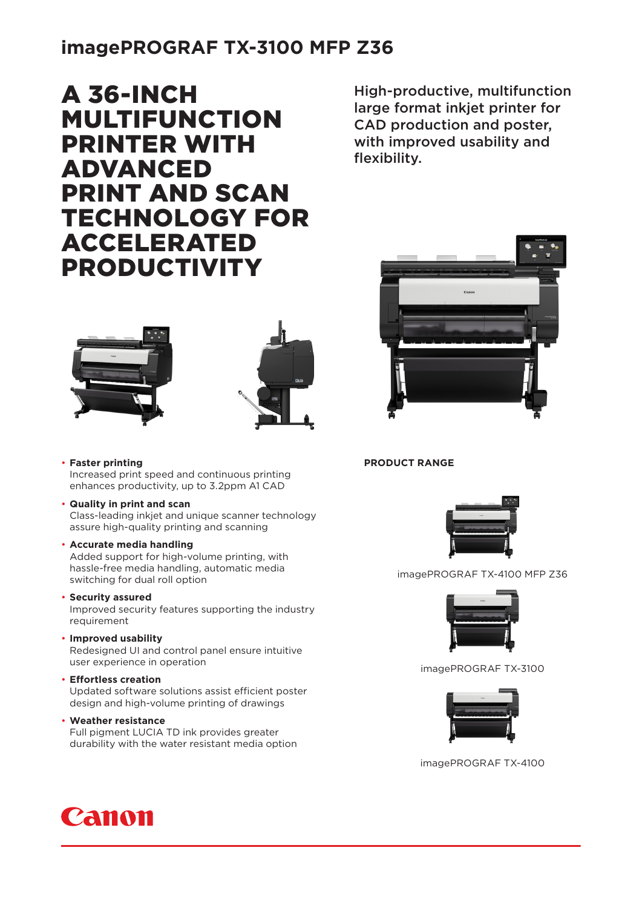# imagePROGRAF TX-3100 MFP Z36

## A 36-INCH MULTIFUNCTION PRINTER WITH ADVANCED PRINT AND SCAN TECHNOLOGY FOR ACCELERATED PRODUCTIVITY

High-productive, multifunction large format inkjet printer for CAD production and poster, with improved usability and flexibility.

- **Faster printing**
  Increased print speed and continuous printing enhances productivity, up to 3.2ppm A1 CAD
- **Quality in print and scan**
  Class-leading inkjet and unique scanner technology assure high-quality printing and scanning
- **Accurate media handling**
  Added support for high-volume printing, with hassle-free media handling, automatic media switching for dual roll option
- **Security assured**
  Improved security features supporting the industry requirement
- **Improved usability**
  Redesigned UI and control panel ensure intuitive user experience in operation
- **Effortless creation**
  Updated software solutions assist efficient poster design and high-volume printing of drawings
- **Weather resistance**
  Full pigment LUCIA TD ink provides greater durability with the water resistant media option

**PRODUCT RANGE**

imagePROGRAF TX-4100 MFP Z36

imagePROGRAF TX-3100

imagePROGRAF TX-4100

Canon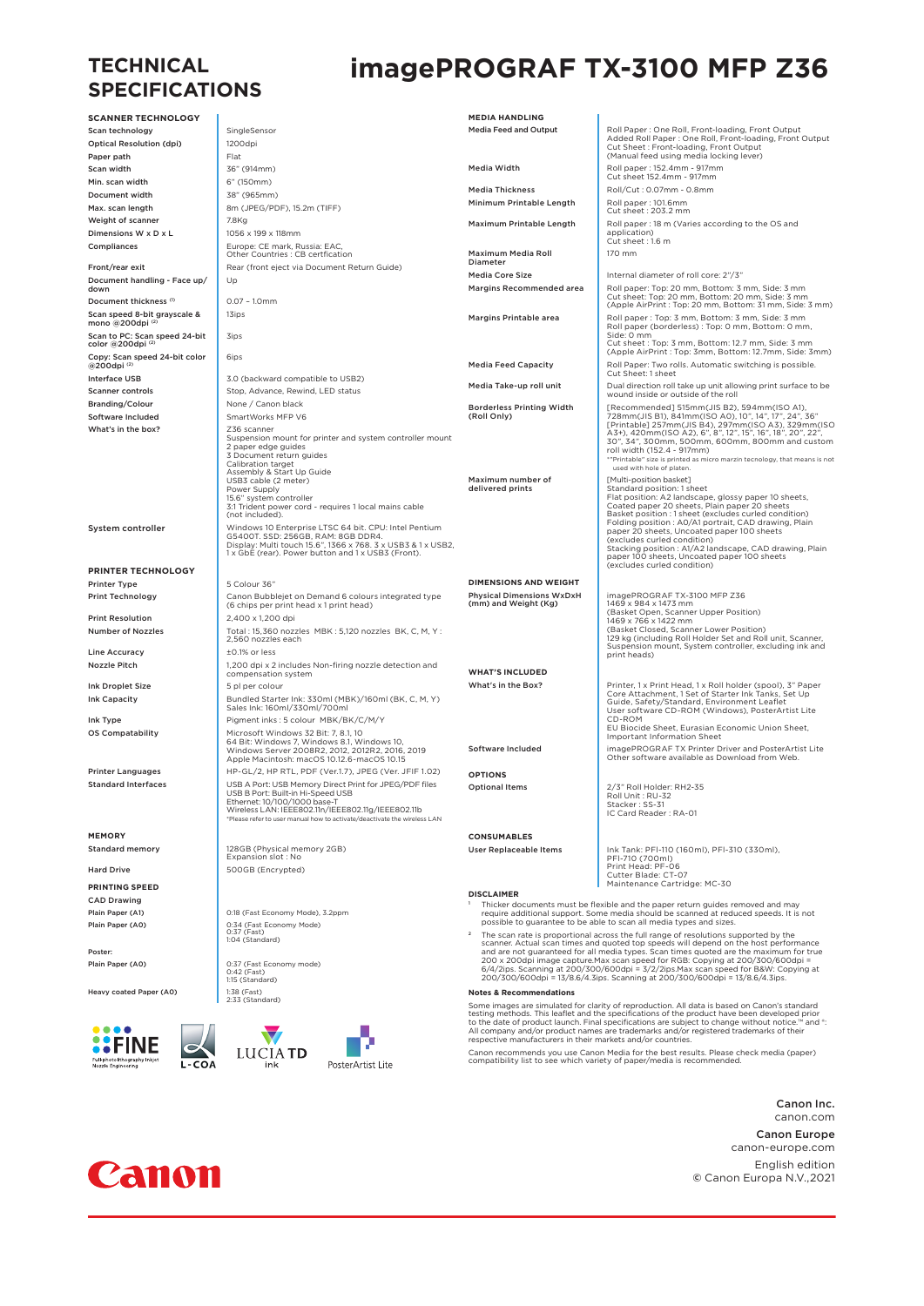# TECHNICAL SPECIFICATIONS

# imagePROGRAF TX-3100 MFP Z36

## SCANNER TECHNOLOGY

| | |
|---|---|
| Scan technology | SingleSensor |
| Optical Resolution (dpi) | 1200dpi |
| Paper path | Flat |
| Scan width | 36" (914mm) |
| Min. scan width | 6" (150mm) |
| Document width | 38" (965mm) |
| Max. scan length | 8m (JPEG/PDF), 15.2m (TIFF) |
| Weight of scanner | 7.8Kg |
| Dimensions W x D x L | 1056 x 199 x 118mm |
| Compliances | Europe: CE mark, Russia: EAC, Other Countries : CB certfication |
| Front/rear exit | Rear (front eject via Document Return Guide) |
| Document handling - Face up/down | Up |
| Document thickness [1] | 0.07 – 1.0mm |
| Scan speed 8-bit grayscale & mono @200dpi [2] | 13ips |
| Scan to PC: Scan speed 24-bit color @200dpi [2] | 3ips |
| Copy: Scan speed 24-bit color @200dpi [2] | 6ips |
| Interface USB | 3.0 (backward compatible to USB2) |
| Scanner controls | Stop, Advance, Rewind, LED status |
| Branding/Colour | None / Canon black |
| Software Included | SmartWorks MFP V6 |
| What's in the box? | Z36 scanner<br>Suspension mount for printer and system controller mount<br>2 paper edge guides<br>3 Document return guides<br>Calibration target<br>Assembly & Start Up Guide<br>USB3 cable (2 meter)<br>Power Supply<br>15.6" system controller<br>3:1 Trident power cord - requires 1 local mains cable (not included). |
| System controller | Windows 10 Enterprise LTSC 64 bit. CPU: Intel Pentium G5400T. SSD: 256GB, RAM: 8GB DDR4.<br>Display: Multi touch 15.6", 1366 x 768. 3 x USB3 & 1 x USB2, 1 x GbE (rear). Power button and 1 x USB3 (Front). |

## PRINTER TECHNOLOGY

| | |
|---|---|
| Printer Type | 5 Colour 36" |
| Print Technology | Canon Bubblejet on Demand 6 colours integrated type (6 chips per print head x 1 print head) |
| Print Resolution | 2,400 x 1,200 dpi |
| Number of Nozzles | Total : 15,360 nozzles MBK : 5,120 nozzles BK, C, M, Y : 2,560 nozzles each |
| Line Accuracy | ±0.1% or less |
| Nozzle Pitch | 1,200 dpi x 2 includes Non-firing nozzle detection and compensation system |
| Ink Droplet Size | 5 pl per colour |
| Ink Capacity | Bundled Starter Ink: 330ml (MBK)/160ml (BK, C, M, Y)<br>Sales Ink: 160ml/330ml/700ml |
| Ink Type | Pigment inks : 5 colour MBK/BK/C/M/Y |
| OS Compatability | Microsoft Windows 32 Bit: 7, 8.1, 10<br>64 Bit: Windows 7, Windows 8.1, Windows 10, Windows Server 2008R2, 2012, 2012R2, 2016, 2019<br>Apple Macintosh: macOS 10.12.6-macOS 10.15 |
| Printer Languages | HP-GL/2, HP RTL, PDF (Ver.1.7), JPEG (Ver. JFIF 1.02) |
| Standard Interfaces | USB A Port: USB Memory Direct Print for JPEG/PDF files<br>USB B Port: Built-in Hi-Speed USB<br>Ethernet: 10/100/1000 base-T<br>Wireless LAN: IEEE802.11n/IEEE802.11g/IEEE802.11b<br>*Please refer to user manual how to activate/deactivate the wireless LAN |

## MEMORY

| | |
|---|---|
| Standard memory | 128GB (Physical memory 2GB)<br>Expansion slot : No |
| Hard Drive | 500GB (Encrypted) |

## PRINTING SPEED

| | |
|---|---|
| CAD Drawing | |
| Plain Paper (A1) | 0:18 (Fast Economy Mode), 3.2ppm |
| Plain Paper (A0) | 0:34 (Fast Economy Mode)<br>0:37 (Fast)<br>1:04 (Standard) |
| Poster: | |
| Plain Paper (A0) | 0:37 (Fast Economy mode)<br>0:42 (Fast)<br>1:15 (Standard) |
| Heavy coated Paper (A0) | 1:38 (Fast)<br>2:33 (Standard) |

FINE Full-photolithography Inkjet Nozzle Engineering | L-COA | LUCIA TD ink | PosterArtist Lite

## MEDIA HANDLING

| | |
|---|---|
| Media Feed and Output | Roll Paper : One Roll, Front-loading, Front Output<br>Added Roll Paper : One Roll, Front-loading, Front Output<br>Cut Sheet : Front-loading, Front Output<br>(Manual feed using media locking lever) |
| Media Width | Roll paper : 152.4mm - 917mm<br>Cut sheet 152.4mm - 917mm |
| Media Thickness | Roll/Cut : 0.07mm - 0.8mm |
| Minimum Printable Length | Roll paper : 101.6mm<br>Cut sheet : 203.2 mm |
| Maximum Printable Length | Roll paper : 18 m (Varies according to the OS and application)<br>Cut sheet : 1.6 m |
| Maximum Media Roll Diameter | 170 mm |
| Media Core Size | Internal diameter of roll core: 2"/3" |
| Margins Recommended area | Roll paper: Top: 20 mm, Bottom: 3 mm, Side: 3 mm<br>Cut sheet: Top: 20 mm, Bottom: 20 mm, Side: 3 mm<br>(Apple AirPrint : Top: 20 mm, Bottom: 31 mm, Side: 3 mm) |
| Margins Printable area | Roll paper : Top: 3 mm, Bottom: 3 mm, Side: 3 mm<br>Roll paper (borderless) : Top: 0 mm, Bottom: 0 mm, Side: 0 mm<br>Cut sheet : Top: 3 mm, Bottom: 12.7 mm, Side: 3 mm<br>(Apple AirPrint : Top: 3mm, Bottom: 12.7mm, Side: 3mm) |
| Media Feed Capacity | Roll Paper: Two rolls. Automatic switching is possible.<br>Cut Sheet: 1 sheet |
| Media Take-up roll unit | Dual direction roll take up unit allowing print surface to be wound inside or outside of the roll |
| Borderless Printing Width (Roll Only) | [Recommended] 515mm(JIS B2), 594mm(ISO A1), 728mm(JIS B1), 841mm(ISO A0), 10", 14", 17", 24", 36"<br>[Printable] 257mm(JIS B4), 297mm(ISO A3), 329mm(ISO A3+), 420mm(ISO A2), 6", 8", 12", 15", 16", 18", 20", 22", 30", 34", 300mm, 500mm, 600mm, 800mm and custom roll width (152.4 - 917mm)<br>*"Printable" size is printed as micro marzin tecnology, that means is not used with hole of platen. |
| Maximum number of delivered prints | [Multi-position basket]<br>Standard position: 1 sheet<br>Flat position: A2 landscape, glossy paper 10 sheets, Coated paper 20 sheets, Plain paper 20 sheets<br>Basket position : 1 sheet (excludes curled condition)<br>Folding position : A0/A1 portrait, CAD drawing, Plain paper 20 sheets, Uncoated paper 100 sheets (excludes curled condition)<br>Stacking position : A1/A2 landscape, CAD drawing, Plain paper 100 sheets, Uncoated paper 100 sheets (excludes curled condition) |

## DIMENSIONS AND WEIGHT

| | |
|---|---|
| Physical Dimensions WxDxH (mm) and Weight (Kg) | imagePROGRAF TX-3100 MFP Z36<br>1469 x 984 x 1473 mm<br>(Basket Open, Scanner Upper Position)<br>1469 x 766 x 1422 mm<br>(Basket Closed, Scanner Lower Position)<br>129 kg (including Roll Holder Set and Roll unit, Scanner, Suspension mount, System controller, excluding ink and print heads) |

## WHAT'S INCLUDED

| | |
|---|---|
| What's in the Box? | Printer, 1 x Print Head, 1 x Roll holder (spool), 3" Paper Core Attachment, 1 Set of Starter Ink Tanks, Set Up Guide, Safety/Standard, Environment Leaflet<br>User software CD-ROM (Windows), PosterArtist Lite CD-ROM<br>EU Biocide Sheet, Eurasian Economic Union Sheet, Important Information Sheet |
| Software Included | imagePROGRAF TX Printer Driver and PosterArtist Lite<br>Other software available as Download from Web. |

## OPTIONS

| | |
|---|---|
| Optional Items | 2/3" Roll Holder: RH2-35<br>Roll Unit : RU-32<br>Stacker : SS-31<br>IC Card Reader : RA-01 |

## CONSUMABLES

| | |
|---|---|
| User Replaceable Items | Ink Tank: PFI-110 (160ml), PFI-310 (330ml), PFI-710 (700ml)<br>Print Head: PF-06<br>Cutter Blade: CT-07<br>Maintenance Cartridge: MC-30 |

## DISCLAIMER

1. Thicker documents must be flexible and the paper return guides removed and may require additional support. Some media should be scanned at reduced speeds. It is not possible to guarantee to be able to scan all media types and sizes.

2. The scan rate is proportional across the full range of resolutions supported by the scanner. Actual scan times and quoted top speeds will depend on the host performance and are not guaranteed for all media types. Scan times quoted are the maximum for true 200 x 200dpi image capture.Max scan speed for RGB: Copying at 200/300/600dpi = 6/4/2ips. Scanning at 200/300/600dpi = 3/2/2ips.Max scan speed for B&W: Copying at 200/300/600dpi = 13/8.6/4.3ips. Scanning at 200/300/600dpi = 13/8.6/4.3ips.

### Notes & Recommendations

Some images are simulated for clarity of reproduction. All data is based on Canon's standard testing methods. This leaflet and the specifications of the product have been developed prior to the date of product launch. Final specifications are subject to change without notice.™ and ®: All company and/or product names are trademarks and/or registered trademarks of their respective manufacturers in their markets and/or countries.

Canon recommends you use Canon Media for the best results. Please check media (paper) compatibility list to see which variety of paper/media is recommended.

Canon Inc.
canon.com

Canon Europe
canon-europe.com

English edition
© Canon Europa N.V.,2021